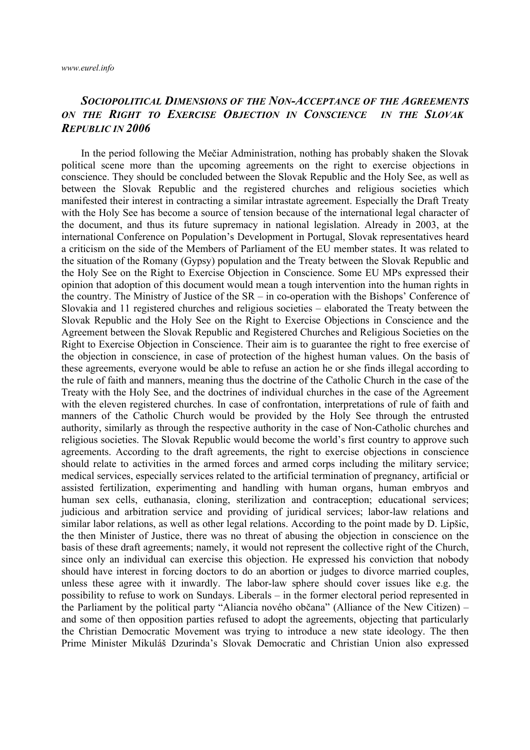## *Sociopolitical Dimensions of the Non-Acceptance of the Agreements on the Right to Exercise Objection in Conscience in the Slovak Republic in 2006*

In the period following the Mečiar Administration, nothing has probably shaken the Slovak political scene more than the upcoming agreements on the right to exercise objections in conscience. They should be concluded between the Slovak Republic and the Holy See, as well as between the Slovak Republic and the registered churches and religious societies which manifested their interest in contracting a similar intrastate agreement. Especially the Draft Treaty with the Holy See has become a source of tension because of the international legal character of the document, and thus its future supremacy in national legislation. Already in 2003, at the international Conference on Population's Development in Portugal, Slovak representatives heard a criticism on the side of the Members of Parliament of the EU member states. It was related to the situation of the Romany (Gypsy) population and the Treaty between the Slovak Republic and the Holy See on the Right to Exercise Objection in Conscience. Some EU MPs expressed their opinion that adoption of this document would mean a tough intervention into the human rights in the country. The Ministry of Justice of the SR – in co-operation with the Bishops' Conference of Slovakia and 11 registered churches and religious societies – elaborated the Treaty between the Slovak Republic and the Holy See on the Right to Exercise Objections in Conscience and the Agreement between the Slovak Republic and Registered Churches and Religious Societies on the Right to Exercise Objection in Conscience. Their aim is to guarantee the right to free exercise of the objection in conscience, in case of protection of the highest human values. On the basis of these agreements, everyone would be able to refuse an action he or she finds illegal according to the rule of faith and manners, meaning thus the doctrine of the Catholic Church in the case of the Treaty with the Holy See, and the doctrines of individual churches in the case of the Agreement with the eleven registered churches. In case of confrontation, interpretations of rule of faith and manners of the Catholic Church would be provided by the Holy See through the entrusted authority, similarly as through the respective authority in the case of Non-Catholic churches and religious societies. The Slovak Republic would become the world's first country to approve such agreements. According to the draft agreements, the right to exercise objections in conscience should relate to activities in the armed forces and armed corps including the military service; medical services, especially services related to the artificial termination of pregnancy, artificial or assisted fertilization, experimenting and handling with human organs, human embryos and human sex cells, euthanasia, cloning, sterilization and contraception; educational services; judicious and arbitration service and providing of juridical services; labor-law relations and similar labor relations, as well as other legal relations. According to the point made by D. Lipšic, the then Minister of Justice, there was no threat of abusing the objection in conscience on the basis of these draft agreements; namely, it would not represent the collective right of the Church, since only an individual can exercise this objection. He expressed his conviction that nobody should have interest in forcing doctors to do an abortion or judges to divorce married couples, unless these agree with it inwardly. The labor-law sphere should cover issues like e.g. the possibility to refuse to work on Sundays. Liberals – in the former electoral period represented in the Parliament by the political party "Aliancia nového občana" (Alliance of the New Citizen) – and some of then opposition parties refused to adopt the agreements, objecting that particularly the Christian Democratic Movement was trying to introduce a new state ideology. The then Prime Minister Mikuláš Dzurinda's Slovak Democratic and Christian Union also expressed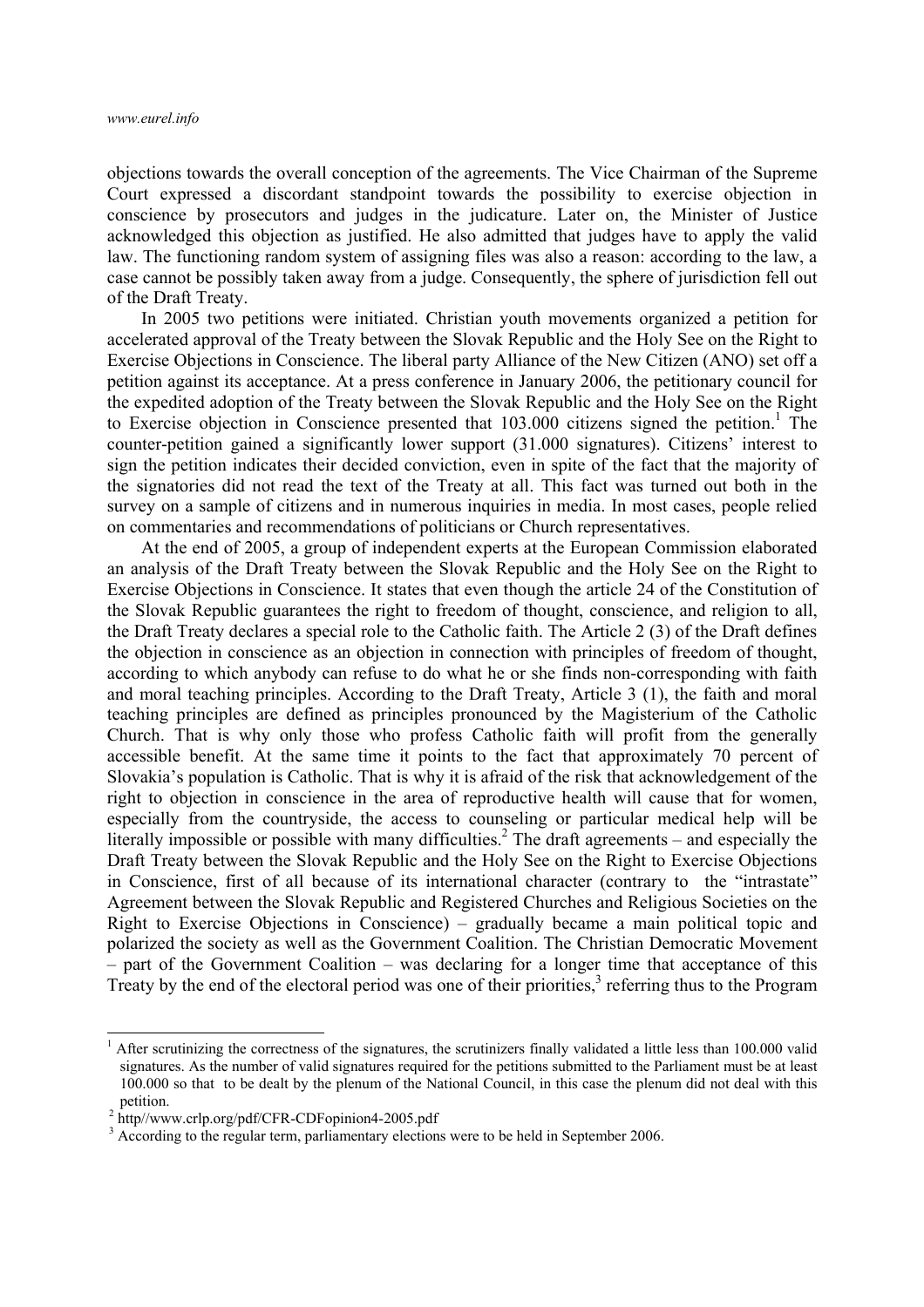objections towards the overall conception of the agreements. The Vice Chairman of the Supreme Court expressed a discordant standpoint towards the possibility to exercise objection in conscience by prosecutors and judges in the judicature. Later on, the Minister of Justice acknowledged this objection as justified. He also admitted that judges have to apply the valid law. The functioning random system of assigning files was also a reason: according to the law, a case cannot be possibly taken away from a judge. Consequently, the sphere of jurisdiction fell out of the Draft Treaty.

In 2005 two petitions were initiated. Christian youth movements organized a petition for accelerated approval of the Treaty between the Slovak Republic and the Holy See on the Right to Exercise Objections in Conscience. The liberal party Alliance of the New Citizen (ANO) set off a petition against its acceptance. At a press conference in January 2006, the petitionary council for the expedited adoption of the Treaty between the Slovak Republic and the Holy See on the Right to Exercise objection in Conscience presented that 103.000 citizens signed the petition.[1] The counter-petition gained a significantly lower support (31.000 signatures). Citizens' interest to sign the petition indicates their decided conviction, even in spite of the fact that the majority of the signatories did not read the text of the Treaty at all. This fact was turned out both in the survey on a sample of citizens and in numerous inquiries in media. In most cases, people relied on commentaries and recommendations of politicians or Church representatives.

At the end of 2005, a group of independent experts at the European Commission elaborated an analysis of the Draft Treaty between the Slovak Republic and the Holy See on the Right to Exercise Objections in Conscience. It states that even though the article 24 of the Constitution of the Slovak Republic guarantees the right to freedom of thought, conscience, and religion to all, the Draft Treaty declares a special role to the Catholic faith. The Article 2 (3) of the Draft defines the objection in conscience as an objection in connection with principles of freedom of thought, according to which anybody can refuse to do what he or she finds non-corresponding with faith and moral teaching principles. According to the Draft Treaty, Article 3 (1), the faith and moral teaching principles are defined as principles pronounced by the Magisterium of the Catholic Church. That is why only those who profess Catholic faith will profit from the generally accessible benefit. At the same time it points to the fact that approximately 70 percent of Slovakia's population is Catholic. That is why it is afraid of the risk that acknowledgement of the right to objection in conscience in the area of reproductive health will cause that for women, especially from the countryside, the access to counseling or particular medical help will be literally impossible or possible with many difficulties.[2] The draft agreements – and especially the Draft Treaty between the Slovak Republic and the Holy See on the Right to Exercise Objections in Conscience, first of all because of its international character (contrary to the "intrastate" Agreement between the Slovak Republic and Registered Churches and Religious Societies on the Right to Exercise Objections in Conscience) – gradually became a main political topic and polarized the society as well as the Government Coalition. The Christian Democratic Movement – part of the Government Coalition – was declaring for a longer time that acceptance of this Treaty by the end of the electoral period was one of their priorities,[3] referring thus to the Program

---

[1] After scrutinizing the correctness of the signatures, the scrutinizers finally validated a little less than 100.000 valid signatures. As the number of valid signatures required for the petitions submitted to the Parliament must be at least 100.000 so that to be dealt by the plenum of the National Council, in this case the plenum did not deal with this petition.

[2] http//www.crlp.org/pdf/CFR-CDFopinion4-2005.pdf

[3] According to the regular term, parliamentary elections were to be held in September 2006.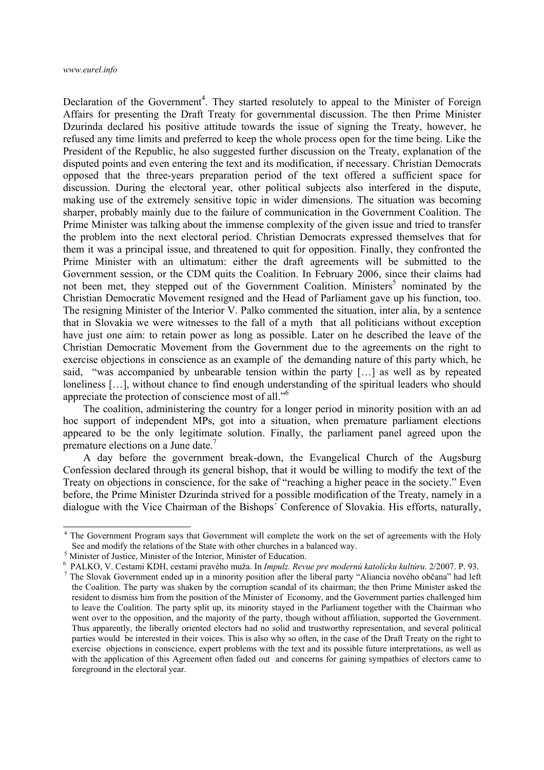Declaration of the Government[4]. They started resolutely to appeal to the Minister of Foreign Affairs for presenting the Draft Treaty for governmental discussion. The then Prime Minister Dzurinda declared his positive attitude towards the issue of signing the Treaty, however, he refused any time limits and preferred to keep the whole process open for the time being. Like the President of the Republic, he also suggested further discussion on the Treaty, explanation of the disputed points and even entering the text and its modification, if necessary. Christian Democrats opposed that the three-years preparation period of the text offered a sufficient space for discussion. During the electoral year, other political subjects also interfered in the dispute, making use of the extremely sensitive topic in wider dimensions. The situation was becoming sharper, probably mainly due to the failure of communication in the Government Coalition. The Prime Minister was talking about the immense complexity of the given issue and tried to transfer the problem into the next electoral period. Christian Democrats expressed themselves that for them it was a principal issue, and threatened to quit for opposition. Finally, they confronted the Prime Minister with an ultimatum: either the draft agreements will be submitted to the Government session, or the CDM quits the Coalition. In February 2006, since their claims had not been met, they stepped out of the Government Coalition. Ministers[5] nominated by the Christian Democratic Movement resigned and the Head of Parliament gave up his function, too. The resigning Minister of the Interior V. Palko commented the situation, inter alia, by a sentence that in Slovakia we were witnesses to the fall of a myth that all politicians without exception have just one aim: to retain power as long as possible. Later on he described the leave of the Christian Democratic Movement from the Government due to the agreements on the right to exercise objections in conscience as an example of the demanding nature of this party which, he said, "was accompanied by unbearable tension within the party […] as well as by repeated loneliness […], without chance to find enough understanding of the spiritual leaders who should appreciate the protection of conscience most of all."[6]

The coalition, administering the country for a longer period in minority position with an ad hoc support of independent MPs, got into a situation, when premature parliament elections appeared to be the only legitimate solution. Finally, the parliament panel agreed upon the premature elections on a June date.[7]

A day before the government break-down, the Evangelical Church of the Augsburg Confession declared through its general bishop, that it would be willing to modify the text of the Treaty on objections in conscience, for the sake of "reaching a higher peace in the society." Even before, the Prime Minister Dzurinda strived for a possible modification of the Treaty, namely in a dialogue with the Vice Chairman of the Bishops´ Conference of Slovakia. His efforts, naturally,

---

[4] The Government Program says that Government will complete the work on the set of agreements with the Holy See and modify the relations of the State with other churches in a balanced way.

[5] Minister of Justice, Minister of the Interior, Minister of Education.

[6] PALKO, V. Cestami KDH, cestami pravého muža. In *Impulz. Revue pre modernú katolícku kultúru*. 2/2007. P. 93.

[7] The Slovak Government ended up in a minority position after the liberal party "Aliancia nového občana" had left the Coalition. The party was shaken by the corruption scandal of its chairman; the then Prime Minister asked the resident to dismiss him from the position of the Minister of Economy, and the Government parties challenged him to leave the Coalition. The party split up, its minority stayed in the Parliament together with the Chairman who went over to the opposition, and the majority of the party, though without affiliation, supported the Government. Thus apparently, the liberally oriented electors had no solid and trustworthy representation, and several political parties would be interested in their voices. This is also why so often, in the case of the Draft Treaty on the right to exercise objections in conscience, expert problems with the text and its possible future interpretations, as well as with the application of this Agreement often faded out and concerns for gaining sympathies of electors came to foreground in the electoral year.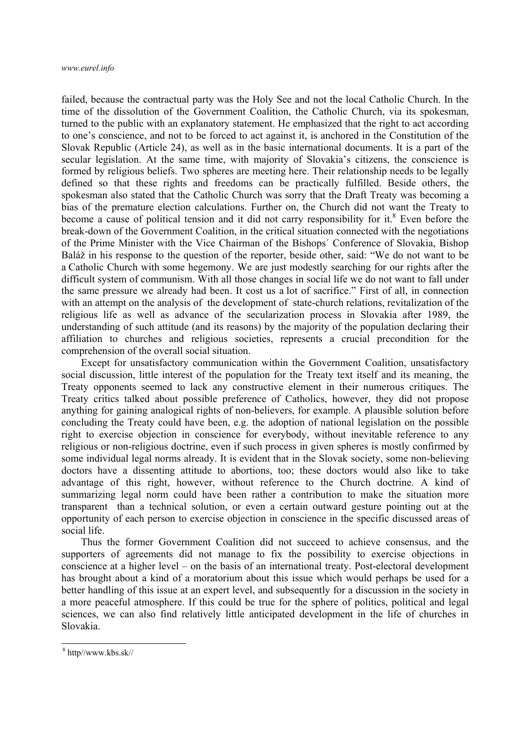failed, because the contractual party was the Holy See and not the local Catholic Church. In the time of the dissolution of the Government Coalition, the Catholic Church, via its spokesman, turned to the public with an explanatory statement. He emphasized that the right to act according to one's conscience, and not to be forced to act against it, is anchored in the Constitution of the Slovak Republic (Article 24), as well as in the basic international documents. It is a part of the secular legislation. At the same time, with majority of Slovakia's citizens, the conscience is formed by religious beliefs. Two spheres are meeting here. Their relationship needs to be legally defined so that these rights and freedoms can be practically fulfilled. Beside others, the spokesman also stated that the Catholic Church was sorry that the Draft Treaty was becoming a bias of the premature election calculations. Further on, the Church did not want the Treaty to become a cause of political tension and it did not carry responsibility for it.[8] Even before the break-down of the Government Coalition, in the critical situation connected with the negotiations of the Prime Minister with the Vice Chairman of the Bishops´ Conference of Slovakia, Bishop Baláž in his response to the question of the reporter, beside other, said: "We do not want to be a Catholic Church with some hegemony. We are just modestly searching for our rights after the difficult system of communism. With all those changes in social life we do not want to fall under the same pressure we already had been. It cost us a lot of sacrifice." First of all, in connection with an attempt on the analysis of the development of state-church relations, revitalization of the religious life as well as advance of the secularization process in Slovakia after 1989, the understanding of such attitude (and its reasons) by the majority of the population declaring their affiliation to churches and religious societies, represents a crucial precondition for the comprehension of the overall social situation.

Except for unsatisfactory communication within the Government Coalition, unsatisfactory social discussion, little interest of the population for the Treaty text itself and its meaning, the Treaty opponents seemed to lack any constructive element in their numerous critiques. The Treaty critics talked about possible preference of Catholics, however, they did not propose anything for gaining analogical rights of non-believers, for example. A plausible solution before concluding the Treaty could have been, e.g. the adoption of national legislation on the possible right to exercise objection in conscience for everybody, without inevitable reference to any religious or non-religious doctrine, even if such process in given spheres is mostly confirmed by some individual legal norms already. It is evident that in the Slovak society, some non-believing doctors have a dissenting attitude to abortions, too; these doctors would also like to take advantage of this right, however, without reference to the Church doctrine. A kind of summarizing legal norm could have been rather a contribution to make the situation more transparent than a technical solution, or even a certain outward gesture pointing out at the opportunity of each person to exercise objection in conscience in the specific discussed areas of social life.

Thus the former Government Coalition did not succeed to achieve consensus, and the supporters of agreements did not manage to fix the possibility to exercise objections in conscience at a higher level – on the basis of an international treaty. Post-electoral development has brought about a kind of a moratorium about this issue which would perhaps be used for a better handling of this issue at an expert level, and subsequently for a discussion in the society in a more peaceful atmosphere. If this could be true for the sphere of politics, political and legal sciences, we can also find relatively little anticipated development in the life of churches in Slovakia.

---

[8] http//www.kbs.sk//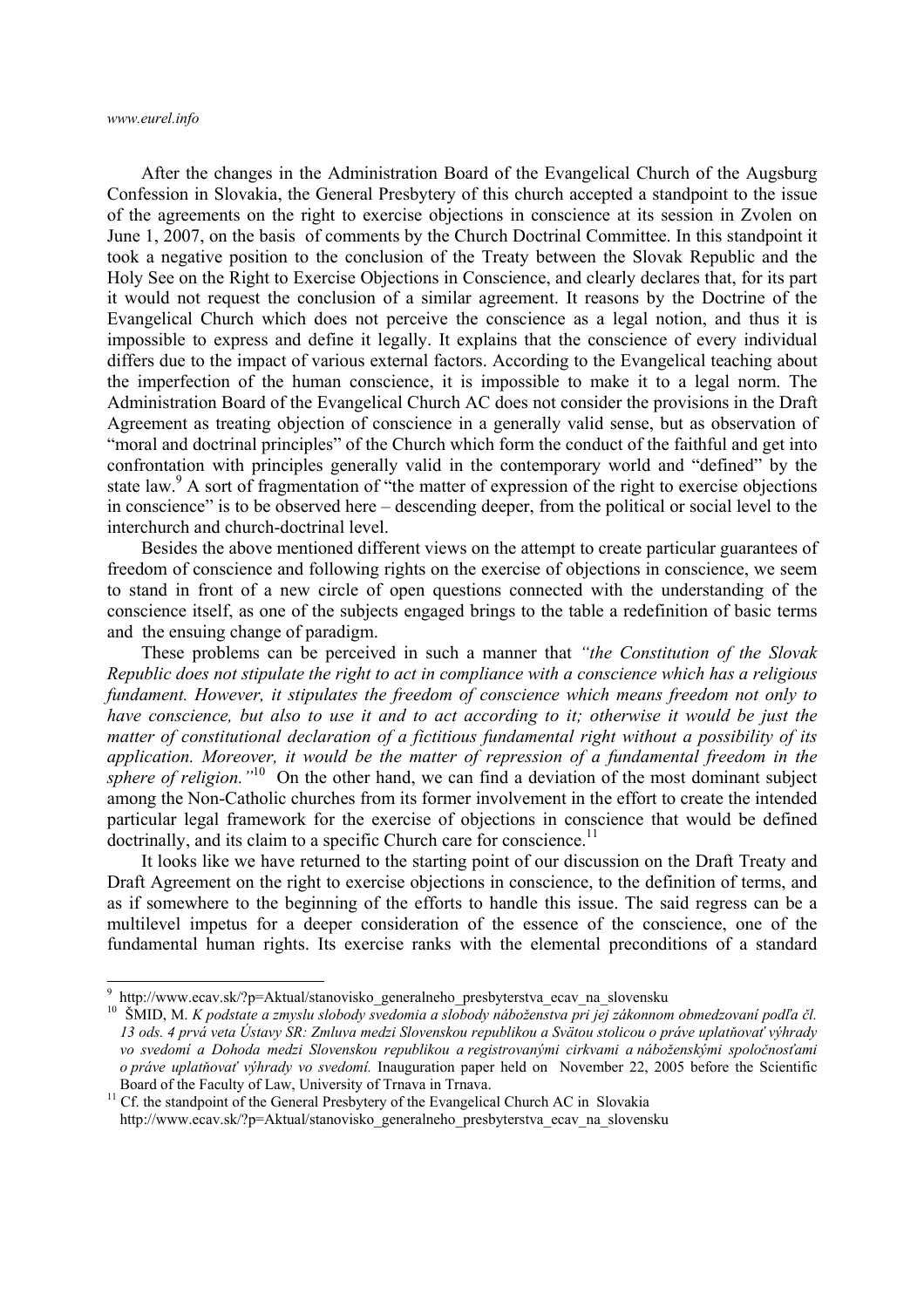After the changes in the Administration Board of the Evangelical Church of the Augsburg Confession in Slovakia, the General Presbytery of this church accepted a standpoint to the issue of the agreements on the right to exercise objections in conscience at its session in Zvolen on June 1, 2007, on the basis of comments by the Church Doctrinal Committee. In this standpoint it took a negative position to the conclusion of the Treaty between the Slovak Republic and the Holy See on the Right to Exercise Objections in Conscience, and clearly declares that, for its part it would not request the conclusion of a similar agreement. It reasons by the Doctrine of the Evangelical Church which does not perceive the conscience as a legal notion, and thus it is impossible to express and define it legally. It explains that the conscience of every individual differs due to the impact of various external factors. According to the Evangelical teaching about the imperfection of the human conscience, it is impossible to make it to a legal norm. The Administration Board of the Evangelical Church AC does not consider the provisions in the Draft Agreement as treating objection of conscience in a generally valid sense, but as observation of "moral and doctrinal principles" of the Church which form the conduct of the faithful and get into confrontation with principles generally valid in the contemporary world and "defined" by the state law.[9] A sort of fragmentation of "the matter of expression of the right to exercise objections in conscience" is to be observed here – descending deeper, from the political or social level to the interchurch and church-doctrinal level.

Besides the above mentioned different views on the attempt to create particular guarantees of freedom of conscience and following rights on the exercise of objections in conscience, we seem to stand in front of a new circle of open questions connected with the understanding of the conscience itself, as one of the subjects engaged brings to the table a redefinition of basic terms and the ensuing change of paradigm.

These problems can be perceived in such a manner that *"the Constitution of the Slovak Republic does not stipulate the right to act in compliance with a conscience which has a religious fundament. However, it stipulates the freedom of conscience which means freedom not only to have conscience, but also to use it and to act according to it; otherwise it would be just the matter of constitutional declaration of a fictitious fundamental right without a possibility of its application. Moreover, it would be the matter of repression of a fundamental freedom in the sphere of religion."*[10] On the other hand, we can find a deviation of the most dominant subject among the Non-Catholic churches from its former involvement in the effort to create the intended particular legal framework for the exercise of objections in conscience that would be defined doctrinally, and its claim to a specific Church care for conscience.[11]

It looks like we have returned to the starting point of our discussion on the Draft Treaty and Draft Agreement on the right to exercise objections in conscience, to the definition of terms, and as if somewhere to the beginning of the efforts to handle this issue. The said regress can be a multilevel impetus for a deeper consideration of the essence of the conscience, one of the fundamental human rights. Its exercise ranks with the elemental preconditions of a standard

---

[9] http://www.ecav.sk/?p=Aktual/stanovisko_generalneho_presbyterstva_ecav_na_slovensku

[10] ŠMID, M. *K podstate a zmyslu slobody svedomia a slobody náboženstva pri jej zákonnom obmedzovaní podľa čl. 13 ods. 4 prvá veta Ústavy SR: Zmluva medzi Slovenskou republikou a Svätou stolicou o práve uplatňovať výhrady vo svedomí a Dohoda medzi Slovenskou republikou a registrovanými cirkvami a náboženskými spoločnosťami o práve uplatňovať výhrady vo svedomí.* Inauguration paper held on November 22, 2005 before the Scientific Board of the Faculty of Law, University of Trnava in Trnava.

[11] Cf. the standpoint of the General Presbytery of the Evangelical Church AC in Slovakia http://www.ecav.sk/?p=Aktual/stanovisko_generalneho_presbyterstva_ecav_na_slovensku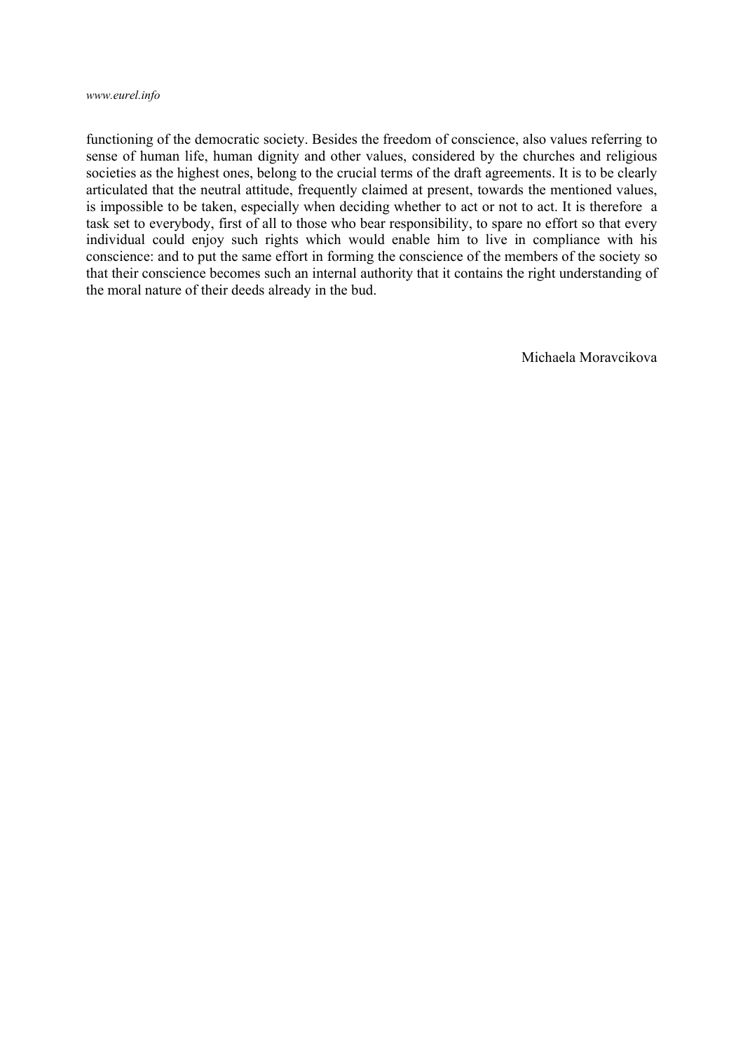functioning of the democratic society. Besides the freedom of conscience, also values referring to sense of human life, human dignity and other values, considered by the churches and religious societies as the highest ones, belong to the crucial terms of the draft agreements. It is to be clearly articulated that the neutral attitude, frequently claimed at present, towards the mentioned values, is impossible to be taken, especially when deciding whether to act or not to act. It is therefore a task set to everybody, first of all to those who bear responsibility, to spare no effort so that every individual could enjoy such rights which would enable him to live in compliance with his conscience: and to put the same effort in forming the conscience of the members of the society so that their conscience becomes such an internal authority that it contains the right understanding of the moral nature of their deeds already in the bud.

Michaela Moravcikova